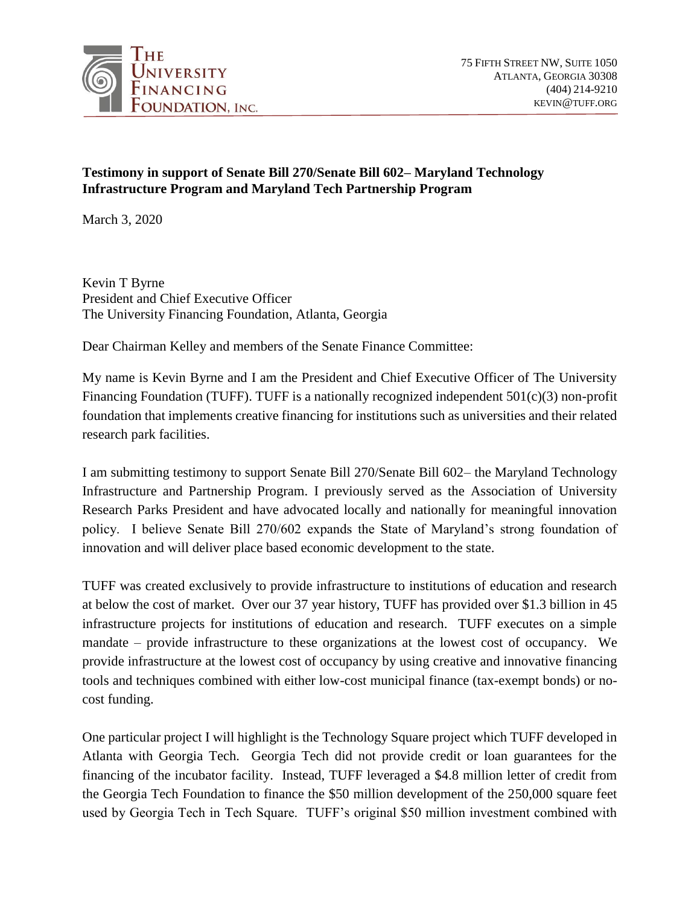THE UNIVERSITY FINANCING FOUNDATION, INC.

75 FIFTH STREET NW, SUITE 1050
ATLANTA, GEORGIA 30308
(404) 214-9210
KEVIN@TUFF.ORG

**Testimony in support of Senate Bill 270/Senate Bill 602– Maryland Technology Infrastructure Program and Maryland Tech Partnership Program**

March 3, 2020

Kevin T Byrne
President and Chief Executive Officer
The University Financing Foundation, Atlanta, Georgia

Dear Chairman Kelley and members of the Senate Finance Committee:

My name is Kevin Byrne and I am the President and Chief Executive Officer of The University Financing Foundation (TUFF). TUFF is a nationally recognized independent 501(c)(3) non-profit foundation that implements creative financing for institutions such as universities and their related research park facilities.

I am submitting testimony to support Senate Bill 270/Senate Bill 602– the Maryland Technology Infrastructure and Partnership Program. I previously served as the Association of University Research Parks President and have advocated locally and nationally for meaningful innovation policy. I believe Senate Bill 270/602 expands the State of Maryland's strong foundation of innovation and will deliver place based economic development to the state.

TUFF was created exclusively to provide infrastructure to institutions of education and research at below the cost of market. Over our 37 year history, TUFF has provided over $1.3 billion in 45 infrastructure projects for institutions of education and research. TUFF executes on a simple mandate – provide infrastructure to these organizations at the lowest cost of occupancy. We provide infrastructure at the lowest cost of occupancy by using creative and innovative financing tools and techniques combined with either low-cost municipal finance (tax-exempt bonds) or no-cost funding.

One particular project I will highlight is the Technology Square project which TUFF developed in Atlanta with Georgia Tech. Georgia Tech did not provide credit or loan guarantees for the financing of the incubator facility. Instead, TUFF leveraged a $4.8 million letter of credit from the Georgia Tech Foundation to finance the $50 million development of the 250,000 square feet used by Georgia Tech in Tech Square. TUFF's original $50 million investment combined with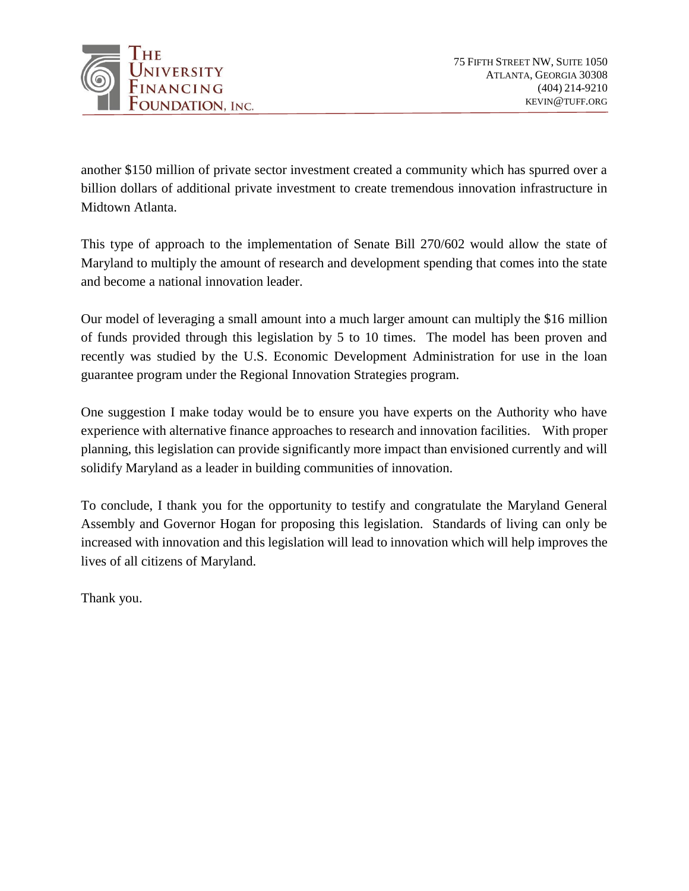another $150 million of private sector investment created a community which has spurred over a billion dollars of additional private investment to create tremendous innovation infrastructure in Midtown Atlanta.

This type of approach to the implementation of Senate Bill 270/602 would allow the state of Maryland to multiply the amount of research and development spending that comes into the state and become a national innovation leader.

Our model of leveraging a small amount into a much larger amount can multiply the $16 million of funds provided through this legislation by 5 to 10 times. The model has been proven and recently was studied by the U.S. Economic Development Administration for use in the loan guarantee program under the Regional Innovation Strategies program.

One suggestion I make today would be to ensure you have experts on the Authority who have experience with alternative finance approaches to research and innovation facilities. With proper planning, this legislation can provide significantly more impact than envisioned currently and will solidify Maryland as a leader in building communities of innovation.

To conclude, I thank you for the opportunity to testify and congratulate the Maryland General Assembly and Governor Hogan for proposing this legislation. Standards of living can only be increased with innovation and this legislation will lead to innovation which will help improves the lives of all citizens of Maryland.

Thank you.